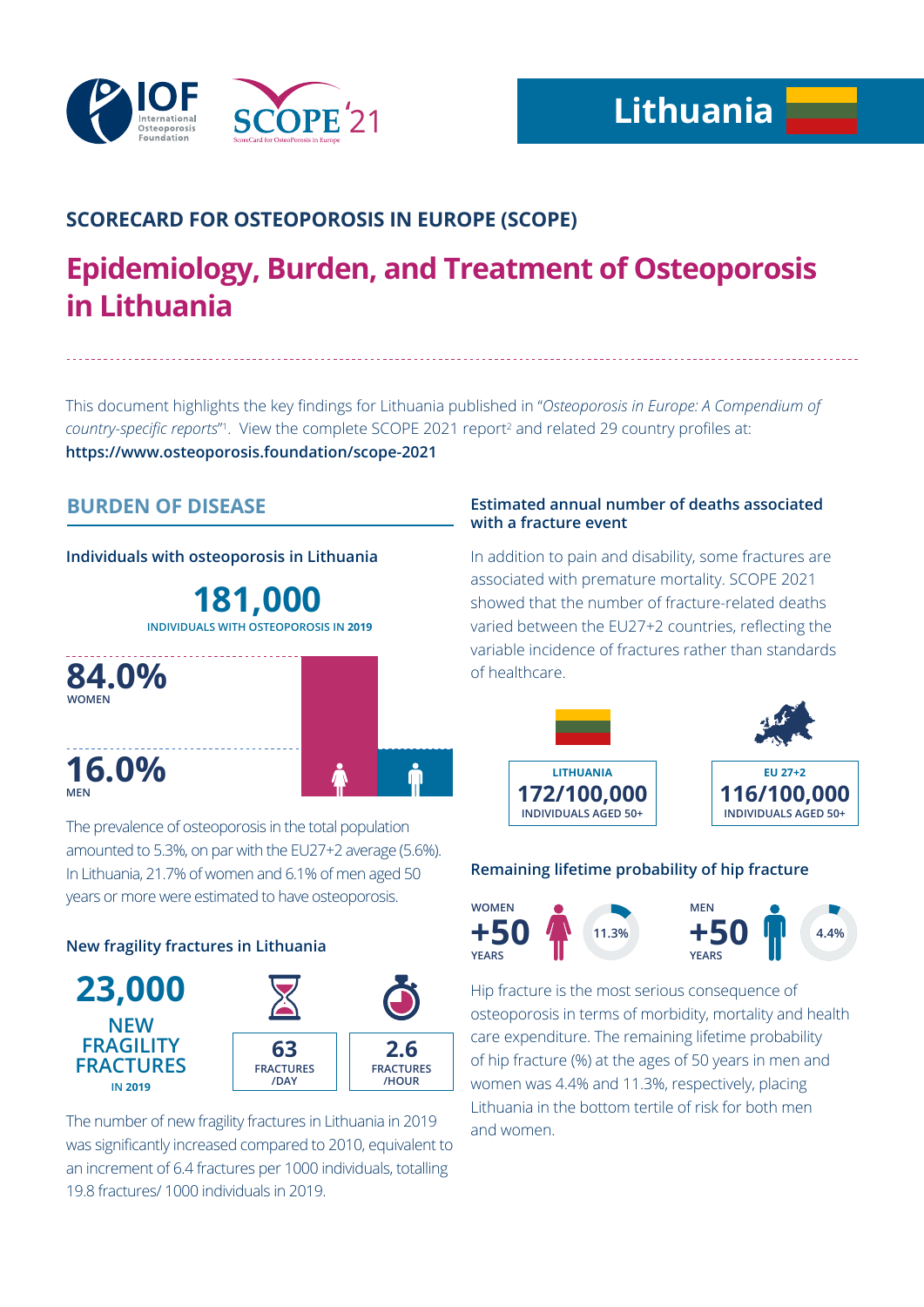IOF International Osteoporosis Foundation

SCOPE '21 ScoreCard for OsteoPorosis in Europe

# Lithuania

## SCORECARD FOR OSTEOPOROSIS IN EUROPE (SCOPE)

# Epidemiology, Burden, and Treatment of Osteoporosis in Lithuania

This document highlights the key findings for Lithuania published in "*Osteoporosis in Europe: A Compendium of country-specific reports*"[1]. View the complete SCOPE 2021 report[2] and related 29 country profiles at: **https://www.osteoporosis.foundation/scope-2021**

## BURDEN OF DISEASE

### Individuals with osteoporosis in Lithuania

**181,000**
INDIVIDUALS WITH OSTEOPOROSIS IN 2019

**84.0%** WOMEN

**16.0%** MEN

The prevalence of osteoporosis in the total population amounted to 5.3%, on par with the EU27+2 average (5.6%). In Lithuania, 21.7% of women and 6.1% of men aged 50 years or more were estimated to have osteoporosis.

### New fragility fractures in Lithuania

**23,000** NEW FRAGILITY FRACTURES IN 2019

**63** FRACTURES /DAY

**2.6** FRACTURES /HOUR

The number of new fragility fractures in Lithuania in 2019 was significantly increased compared to 2010, equivalent to an increment of 6.4 fractures per 1000 individuals, totalling 19.8 fractures/ 1000 individuals in 2019.

### Estimated annual number of deaths associated with a fracture event

In addition to pain and disability, some fractures are associated with premature mortality. SCOPE 2021 showed that the number of fracture-related deaths varied between the EU27+2 countries, reflecting the variable incidence of fractures rather than standards of healthcare.

| LITHUANIA | EU 27+2 |
|---|---|
| **172/100,000** INDIVIDUALS AGED 50+ | **116/100,000** INDIVIDUALS AGED 50+ |

### Remaining lifetime probability of hip fracture

WOMEN +50 YEARS: 11.3%

MEN +50 YEARS: 4.4%

Hip fracture is the most serious consequence of osteoporosis in terms of morbidity, mortality and health care expenditure. The remaining lifetime probability of hip fracture (%) at the ages of 50 years in men and women was 4.4% and 11.3%, respectively, placing Lithuania in the bottom tertile of risk for both men and women.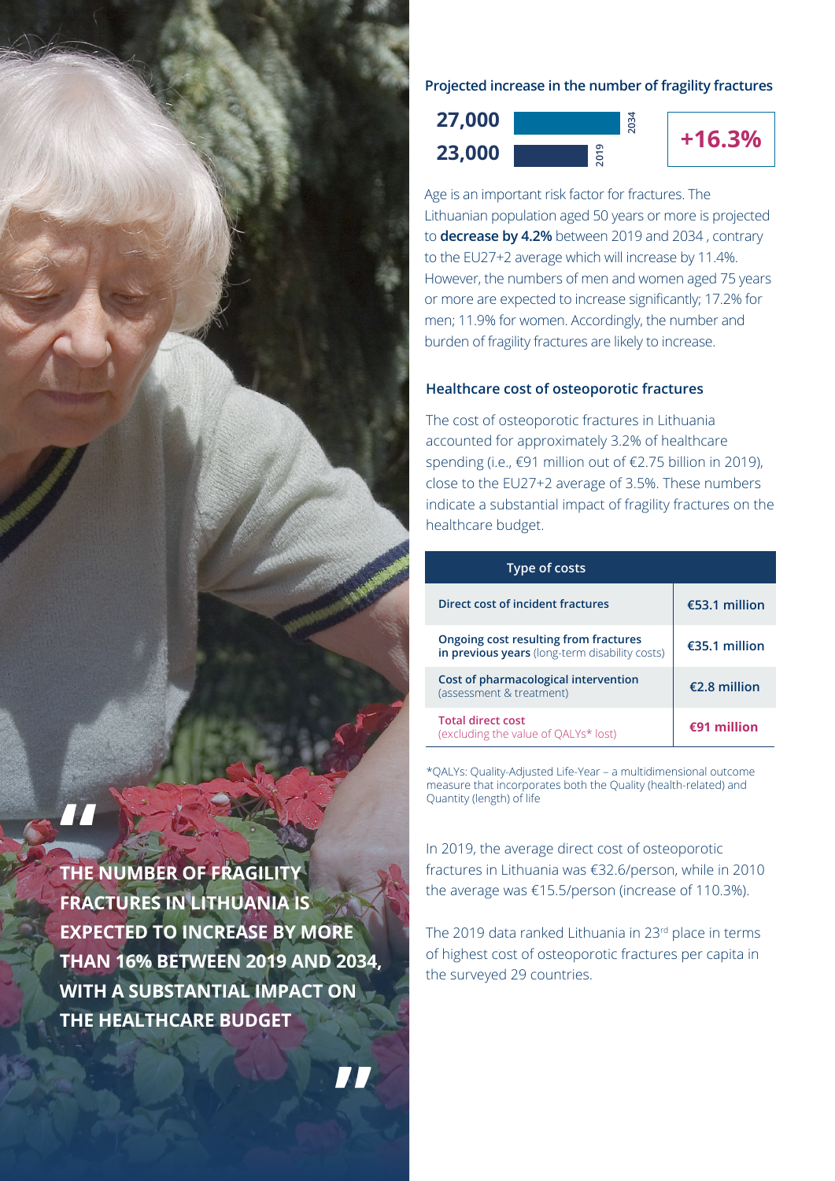> THE NUMBER OF FRAGILITY FRACTURES IN LITHUANIA IS EXPECTED TO INCREASE BY MORE THAN 16% BETWEEN 2019 AND 2034, WITH A SUBSTANTIAL IMPACT ON THE HEALTHCARE BUDGET

### Projected increase in the number of fragility fractures

| Year | Number of fragility fractures |
|---|---|
| 2034 | 27,000 |
| 2019 | 23,000 |

**+16.3%**

Age is an important risk factor for fractures. The Lithuanian population aged 50 years or more is projected to **decrease by 4.2%** between 2019 and 2034 , contrary to the EU27+2 average which will increase by 11.4%. However, the numbers of men and women aged 75 years or more are expected to increase significantly; 17.2% for men; 11.9% for women. Accordingly, the number and burden of fragility fractures are likely to increase.

### Healthcare cost of osteoporotic fractures

The cost of osteoporotic fractures in Lithuania accounted for approximately 3.2% of healthcare spending (i.e., €91 million out of €2.75 billion in 2019), close to the EU27+2 average of 3.5%. These numbers indicate a substantial impact of fragility fractures on the healthcare budget.

| Type of costs | |
|---|---|
| **Direct cost of incident fractures** | **€53.1 million** |
| **Ongoing cost resulting from fractures in previous years** (long-term disability costs) | **€35.1 million** |
| **Cost of pharmacological intervention** (assessment & treatment) | **€2.8 million** |
| **Total direct cost** (excluding the value of QALYs* lost) | **€91 million** |

*QALYs: Quality-Adjusted Life-Year – a multidimensional outcome measure that incorporates both the Quality (health-related) and Quantity (length) of life

In 2019, the average direct cost of osteoporotic fractures in Lithuania was €32.6/person, while in 2010 the average was €15.5/person (increase of 110.3%).

The 2019 data ranked Lithuania in 23rd place in terms of highest cost of osteoporotic fractures per capita in the surveyed 29 countries.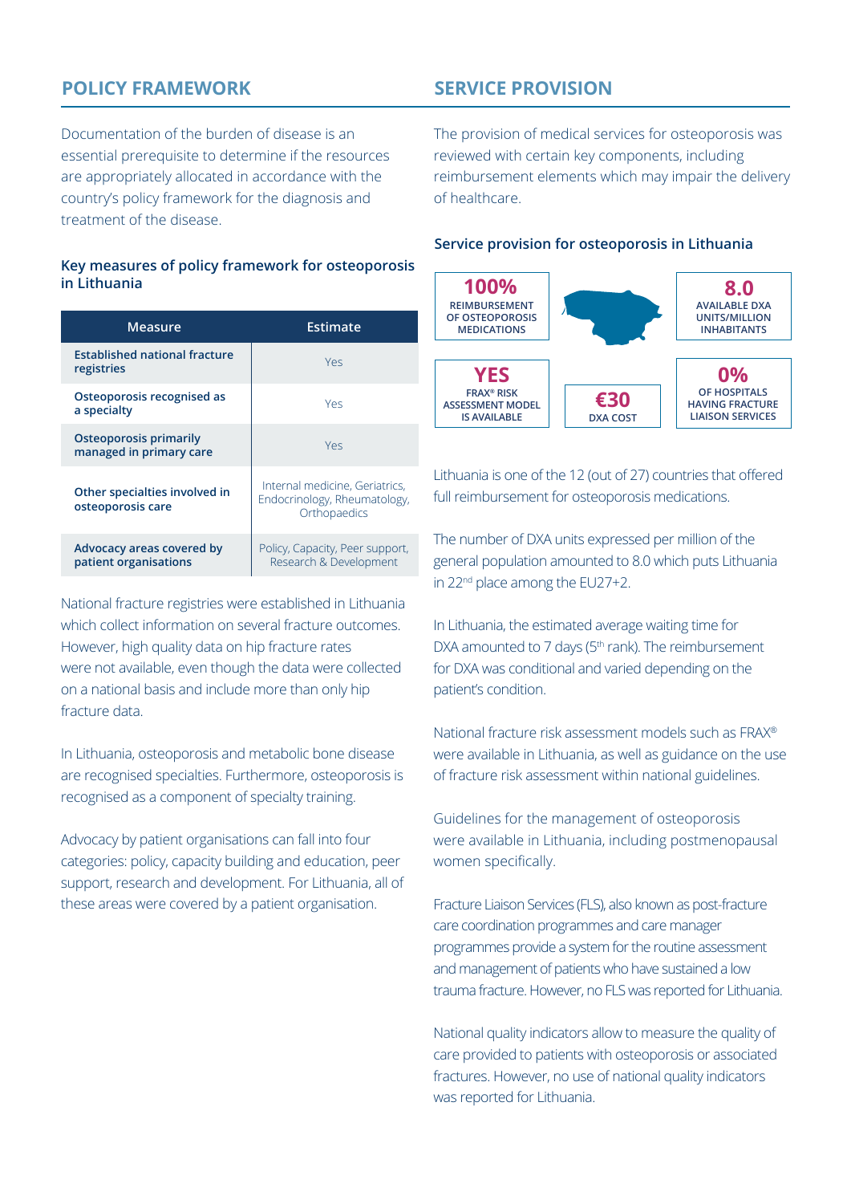## POLICY FRAMEWORK

Documentation of the burden of disease is an essential prerequisite to determine if the resources are appropriately allocated in accordance with the country's policy framework for the diagnosis and treatment of the disease.

### Key measures of policy framework for osteoporosis in Lithuania

| Measure | Estimate |
|---|---|
| **Established national fracture registries** | Yes |
| **Osteoporosis recognised as a specialty** | Yes |
| **Osteoporosis primarily managed in primary care** | Yes |
| **Other specialties involved in osteoporosis care** | Internal medicine, Geriatrics, Endocrinology, Rheumatology, Orthopaedics |
| **Advocacy areas covered by patient organisations** | Policy, Capacity, Peer support, Research & Development |

National fracture registries were established in Lithuania which collect information on several fracture outcomes. However, high quality data on hip fracture rates were not available, even though the data were collected on a national basis and include more than only hip fracture data.

In Lithuania, osteoporosis and metabolic bone disease are recognised specialties. Furthermore, osteoporosis is recognised as a component of specialty training.

Advocacy by patient organisations can fall into four categories: policy, capacity building and education, peer support, research and development. For Lithuania, all of these areas were covered by a patient organisation.

## SERVICE PROVISION

The provision of medical services for osteoporosis was reviewed with certain key components, including reimbursement elements which may impair the delivery of healthcare.

### Service provision for osteoporosis in Lithuania

- **100%** REIMBURSEMENT OF OSTEOPOROSIS MEDICATIONS
- **8.0** AVAILABLE DXA UNITS/MILLION INHABITANTS
- **YES** FRAX® RISK ASSESSMENT MODEL IS AVAILABLE
- **€30** DXA COST
- **0%** OF HOSPITALS HAVING FRACTURE LIAISON SERVICES

Lithuania is one of the 12 (out of 27) countries that offered full reimbursement for osteoporosis medications.

The number of DXA units expressed per million of the general population amounted to 8.0 which puts Lithuania in 22nd place among the EU27+2.

In Lithuania, the estimated average waiting time for DXA amounted to 7 days (5th rank). The reimbursement for DXA was conditional and varied depending on the patient's condition.

National fracture risk assessment models such as FRAX® were available in Lithuania, as well as guidance on the use of fracture risk assessment within national guidelines.

Guidelines for the management of osteoporosis were available in Lithuania, including postmenopausal women specifically.

Fracture Liaison Services (FLS), also known as post-fracture care coordination programmes and care manager programmes provide a system for the routine assessment and management of patients who have sustained a low trauma fracture. However, no FLS was reported for Lithuania.

National quality indicators allow to measure the quality of care provided to patients with osteoporosis or associated fractures. However, no use of national quality indicators was reported for Lithuania.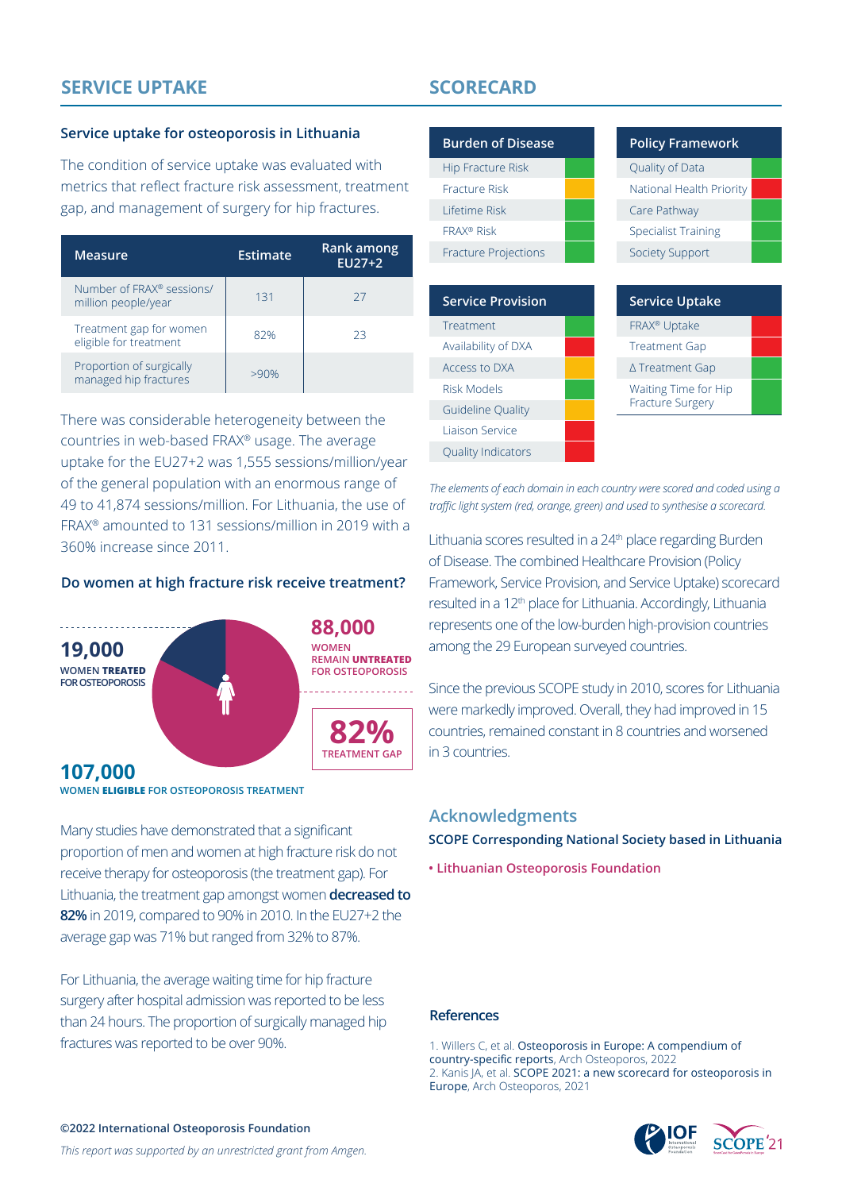## SERVICE UPTAKE

### Service uptake for osteoporosis in Lithuania

The condition of service uptake was evaluated with metrics that reflect fracture risk assessment, treatment gap, and management of surgery for hip fractures.

| Measure | Estimate | Rank among EU27+2 |
|---|---|---|
| Number of FRAX® sessions/ million people/year | 131 | 27 |
| Treatment gap for women eligible for treatment | 82% | 23 |
| Proportion of surgically managed hip fractures | >90% | |

There was considerable heterogeneity between the countries in web-based FRAX® usage. The average uptake for the EU27+2 was 1,555 sessions/million/year of the general population with an enormous range of 49 to 41,874 sessions/million. For Lithuania, the use of FRAX® amounted to 131 sessions/million in 2019 with a 360% increase since 2011.

### Do women at high fracture risk receive treatment?

**19,000**
WOMEN **TREATED** FOR OSTEOPOROSIS

**88,000**
WOMEN REMAIN **UNTREATED** FOR OSTEOPOROSIS

**82%**
TREATMENT GAP

**107,000**
WOMEN **ELIGIBLE** FOR OSTEOPOROSIS TREATMENT

Many studies have demonstrated that a significant proportion of men and women at high fracture risk do not receive therapy for osteoporosis (the treatment gap). For Lithuania, the treatment gap amongst women **decreased to 82%** in 2019, compared to 90% in 2010. In the EU27+2 the average gap was 71% but ranged from 32% to 87%.

For Lithuania, the average waiting time for hip fracture surgery after hospital admission was reported to be less than 24 hours. The proportion of surgically managed hip fractures was reported to be over 90%.

## SCORECARD

| Burden of Disease | |
|---|---|
| Hip Fracture Risk | green |
| Fracture Risk | orange |
| Lifetime Risk | green |
| FRAX® Risk | green |
| Fracture Projections | green |

| Policy Framework | |
|---|---|
| Quality of Data | green |
| National Health Priority | red |
| Care Pathway | green |
| Specialist Training | green |
| Society Support | green |

| Service Provision | |
|---|---|
| Treatment | green |
| Availability of DXA | red |
| Access to DXA | orange |
| Risk Models | green |
| Guideline Quality | orange |
| Liaison Service | red |
| Quality Indicators | red |

| Service Uptake | |
|---|---|
| FRAX® Uptake | red |
| Treatment Gap | red |
| Δ Treatment Gap | green |
| Waiting Time for Hip Fracture Surgery | green |

*The elements of each domain in each country were scored and coded using a traffic light system (red, orange, green) and used to synthesise a scorecard.*

Lithuania scores resulted in a 24th place regarding Burden of Disease. The combined Healthcare Provision (Policy Framework, Service Provision, and Service Uptake) scorecard resulted in a 12th place for Lithuania. Accordingly, Lithuania represents one of the low-burden high-provision countries among the 29 European surveyed countries.

Since the previous SCOPE study in 2010, scores for Lithuania were markedly improved. Overall, they had improved in 15 countries, remained constant in 8 countries and worsened in 3 countries.

## Acknowledgments

**SCOPE Corresponding National Society based in Lithuania**

- Lithuanian Osteoporosis Foundation

### References

1. Willers C, et al. Osteoporosis in Europe: A compendium of country-specific reports, Arch Osteoporos, 2022
2. Kanis JA, et al. SCOPE 2021: a new scorecard for osteoporosis in Europe, Arch Osteoporos, 2021

**©2022 International Osteoporosis Foundation**

*This report was supported by an unrestricted grant from Amgen.*